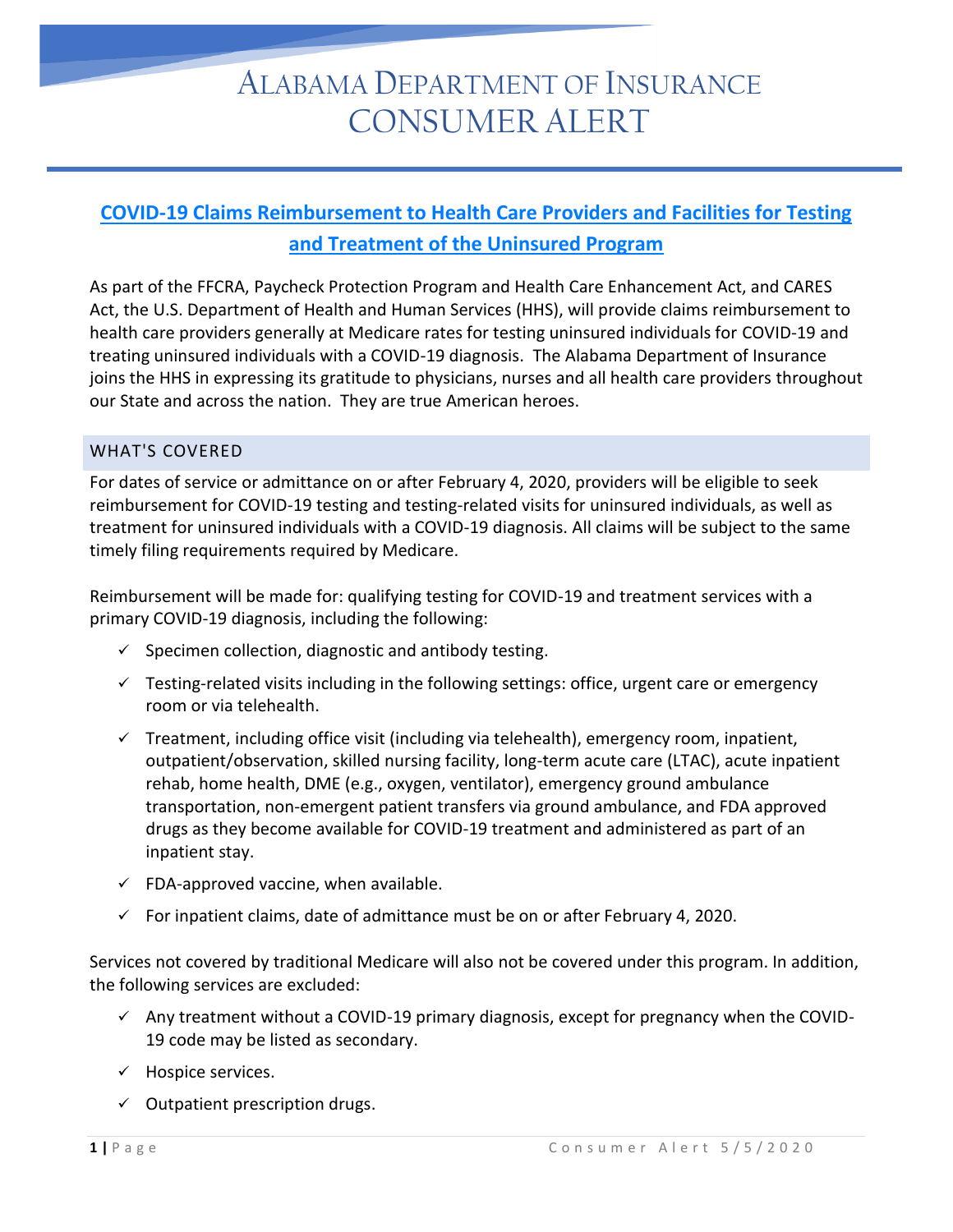# ALABAMA DEPARTMENT OF INSURANCE
# CONSUMER ALERT

## COVID-19 Claims Reimbursement to Health Care Providers and Facilities for Testing and Treatment of the Uninsured Program

As part of the FFCRA, Paycheck Protection Program and Health Care Enhancement Act, and CARES Act, the U.S. Department of Health and Human Services (HHS), will provide claims reimbursement to health care providers generally at Medicare rates for testing uninsured individuals for COVID-19 and treating uninsured individuals with a COVID-19 diagnosis. The Alabama Department of Insurance joins the HHS in expressing its gratitude to physicians, nurses and all health care providers throughout our State and across the nation. They are true American heroes.

### WHAT'S COVERED

For dates of service or admittance on or after February 4, 2020, providers will be eligible to seek reimbursement for COVID-19 testing and testing-related visits for uninsured individuals, as well as treatment for uninsured individuals with a COVID-19 diagnosis. All claims will be subject to the same timely filing requirements required by Medicare.

Reimbursement will be made for: qualifying testing for COVID-19 and treatment services with a primary COVID-19 diagnosis, including the following:

- ✓ Specimen collection, diagnostic and antibody testing.
- ✓ Testing-related visits including in the following settings: office, urgent care or emergency room or via telehealth.
- ✓ Treatment, including office visit (including via telehealth), emergency room, inpatient, outpatient/observation, skilled nursing facility, long-term acute care (LTAC), acute inpatient rehab, home health, DME (e.g., oxygen, ventilator), emergency ground ambulance transportation, non-emergent patient transfers via ground ambulance, and FDA approved drugs as they become available for COVID-19 treatment and administered as part of an inpatient stay.
- ✓ FDA-approved vaccine, when available.
- ✓ For inpatient claims, date of admittance must be on or after February 4, 2020.

Services not covered by traditional Medicare will also not be covered under this program. In addition, the following services are excluded:

- ✓ Any treatment without a COVID-19 primary diagnosis, except for pregnancy when the COVID-19 code may be listed as secondary.
- ✓ Hospice services.
- ✓ Outpatient prescription drugs.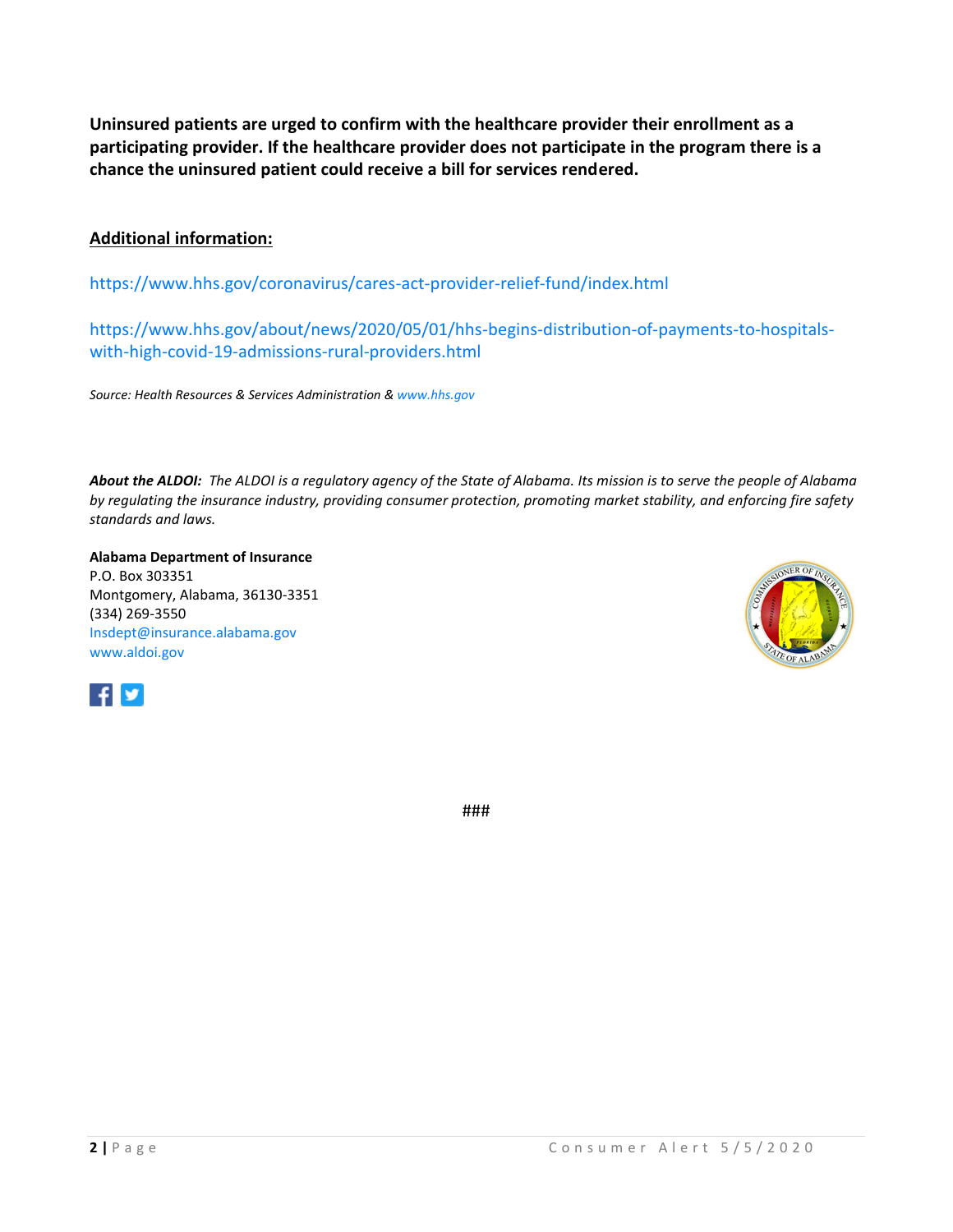**Uninsured patients are urged to confirm with the healthcare provider their enrollment as a participating provider. If the healthcare provider does not participate in the program there is a chance the uninsured patient could receive a bill for services rendered.**

**Additional information:**

https://www.hhs.gov/coronavirus/cares-act-provider-relief-fund/index.html

https://www.hhs.gov/about/news/2020/05/01/hhs-begins-distribution-of-payments-to-hospitals-with-high-covid-19-admissions-rural-providers.html

*Source: Health Resources & Services Administration & www.hhs.gov*

***About the ALDOI:*** *The ALDOI is a regulatory agency of the State of Alabama. Its mission is to serve the people of Alabama by regulating the insurance industry, providing consumer protection, promoting market stability, and enforcing fire safety standards and laws.*

**Alabama Department of Insurance**
P.O. Box 303351
Montgomery, Alabama, 36130-3351
(334) 269-3550
Insdept@insurance.alabama.gov
www.aldoi.gov

###